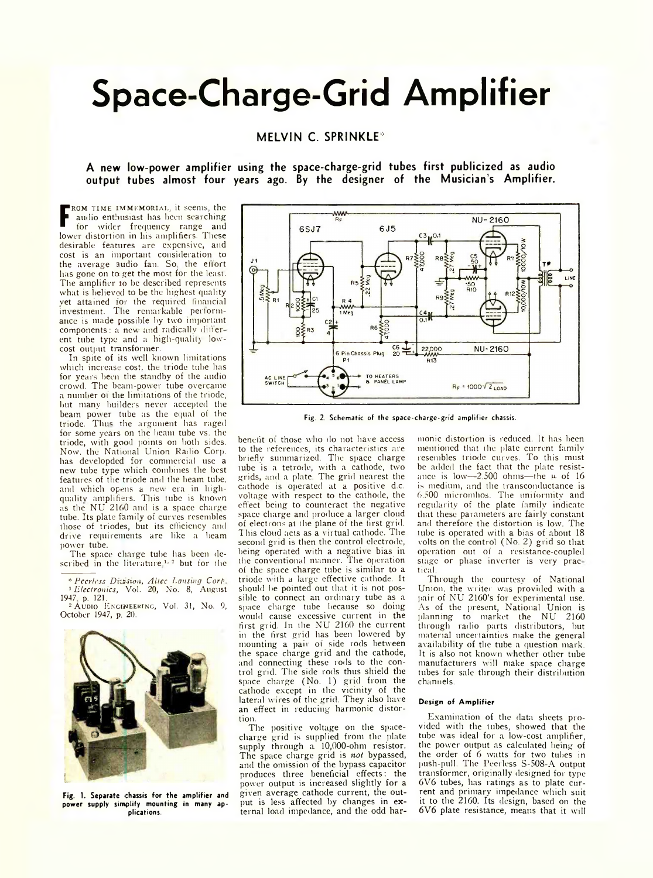# Space-Charge-Grid Amplifier

MELVIN C. SPRINKLE*

**A new low-power amplifier using the space-charge-grid tubes first publicized as audio output tubes almost four years ago. By the designer of the Musician's Amplifier.**

FROM TIME IMMEMORIAL, it seems, the audio enthusiast has been searching for wider frequency range and lower distortion in his amplifiers. These desirable features are expensive, and cost is an important consideration to the average audio fan. So, the effort has gone on to get the most for the least. The amplifier to be described represents what is believed to be the highest quality yet attained for the required financial investment. The remarkable performance is made possible by two important components: a new and radically different tube type and a high-quality low-cost output transformer.

In spite of its well known limitations which increase cost, the triode tube has for years been the standby of the audio crowd. The beam-power tube overcame a number of the limitations of the triode, but many builders never accepted the beam power tube as the equal of the triode. Thus the argument has raged for some years on the beam tube vs. the triode, with good points on both sides. Now, the National Union Radio Corp. has developed for commercial use a new tube type which combines the best features of the triode and the beam tube, and which opens a new era in high-quality amplifiers. This tube is known as the NU 2160 and is a space charge tube. Its plate family of curves resembles those of triodes, but its efficiency and drive requirements are like a beam power tube.

The space charge tube has been described in the literature,[1,2] but for the benefit of those who do not have access to the references, its characteristics are briefly summarized. The space charge tube is a tetrode, with a cathode, two grids, and a plate. The grid nearest the cathode is operated at a positive d.c. voltage with respect to the cathode, the effect being to counteract the negative space charge and produce a larger cloud of electrons at the plane of the first grid. This cloud acts as a virtual cathode. The second grid is then the control electrode, being operated with a negative bias in the conventional manner. The operation of the space charge tube is similar to a triode with a large effective cathode. It should be pointed out that it is not possible to connect an ordinary tube as a space charge tube because so doing would cause excessive current in the first grid. In the NU 2160 the current in the first grid has been lowered by mounting a pair of side rods between the space charge grid and the cathode, and connecting these rods to the control grid. The side rods thus shield the space charge (No. 1) grid from the cathode except in the vicinity of the lateral wires of the grid. They also have an effect in reducing harmonic distortion.

The positive voltage on the space-charge grid is supplied from the plate supply through a 10,000-ohm resistor. The space charge grid is *not* bypassed, and the omission of the bypass capacitor produces three beneficial effects: the power output is increased slightly for a given average cathode current, the output is less affected by changes in external load impedance, and the odd harmonic distortion is reduced. It has been mentioned that the plate current family resembles triode curves. To this must be added the fact that the plate resistance is low—2,500 ohms—the $\mu$ of 16 is medium, and the transconductance is 6,500 micromhos. The uniformity and regularity of the plate family indicate that these parameters are fairly constant and therefore the distortion is low. The tube is operated with a bias of about 18 volts on the control (No. 2) grid so that operation out of a resistance-coupled stage or phase inverter is very practical.

Through the courtesy of National Union, the writer was provided with a pair of NU 2160's for experimental use. As of the present, National Union is planning to market the NU 2160 through radio parts distributors, but material uncertainties make the general availability of the tube a question mark. It is also not known whether other tube manufacturers will make space charge tubes for sale through their distribution channels.

### Design of Amplifier

Examination of the data sheets provided with the tubes, showed that the tube was ideal for a low-cost amplifier, the power output as calculated being of the order of 6 watts for two tubes in push-pull. The Peerless S-508-A output transformer, originally designed for type 6V6 tubes, has ratings as to plate current and primary impedance which suit it to the 2160. Its design, based on the 6V6 plate resistance, means that it will

Fig. 2. Schematic of the space-charge-grid amplifier chassis.

Fig. 1. Separate chassis for the amplifier and power supply simplify mounting in many applications.

\* *Peerless Division, Altec Lansing Corp.*

[1] *Electronics*, Vol. 20, No. 8, August 1947, p. 121.

[2] AUDIO ENGINEERING, Vol. 31, No. 9, October 1947, p. 20.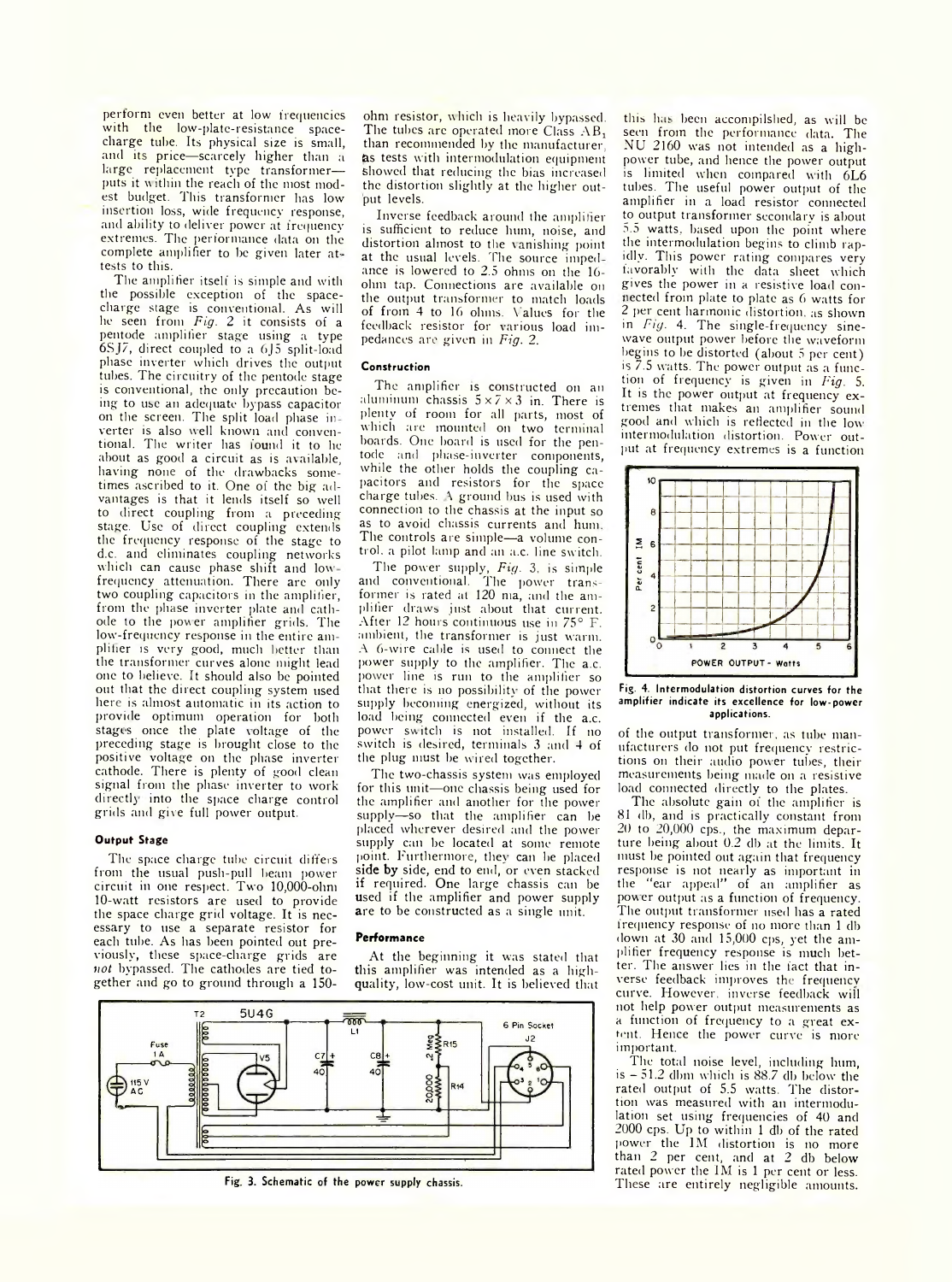perform even better at low frequencies with the low-plate-resistance space-charge tube. Its physical size is small, and its price—scarcely higher than a large replacement type transformer—puts it within the reach of the most modest budget. This transformer has low insertion loss, wide frequency response, and ability to deliver power at frequency extremes. The performance data on the complete amplifier to be given later attests to this.

The amplifier itself is simple and with the possible exception of the space-charge stage is conventional. As will be seen from *Fig. 2* it consists of a pentode amplifier stage using a type 6SJ7, direct coupled to a 6J5 split-load phase inverter which drives the output tubes. The circuitry of the pentode stage is conventional, the only precaution being to use an adequate bypass capacitor on the screen. The split load phase inverter is also well known and conventional. The writer has found it to be about as good a circuit as is available, having none of the drawbacks sometimes ascribed to it. One of the big advantages is that it lends itself so well to direct coupling from a preceding stage. Use of direct coupling extends the frequency response of the stage to d.c. and eliminates coupling networks which can cause phase shift and low-frequency attenuation. There are only two coupling capacitors in the amplifier, from the phase inverter plate and cathode to the power amplifier grids. The low-frequency response in the entire amplifier is very good, much better than the transformer curves alone might lead one to believe. It should also be pointed out that the direct coupling system used here is almost automatic in its action to provide optimum operation for both stages once the plate voltage of the preceding stage is brought close to the positive voltage on the phase inverter cathode. There is plenty of good clean signal from the phase inverter to work directly into the space charge control grids and give full power output.

### Output Stage

The space charge tube circuit differs from the usual push-pull beam power circuit in one respect. Two 10,000-ohm 10-watt resistors are used to provide the space charge grid voltage. It is necessary to use a separate resistor for each tube. As has been pointed out previously, these space-charge grids are *not* bypassed. The cathodes are tied together and go to ground through a 150-ohm resistor, which is heavily bypassed. The tubes are operated more Class AB$_1$ than recommended by the manufacturer, as tests with intermodulation equipment showed that reducing the bias increased the distortion slightly at the higher output levels.

Inverse feedback around the amplifier is sufficient to reduce hum, noise, and distortion almost to the vanishing point at the usual levels. The source impedance is lowered to 2.5 ohms on the 16-ohm tap. Connections are available on the output transformer to match loads of from 4 to 16 ohms. Values for the feedback resistor for various load impedances are given in *Fig. 2.*

### Construction

The amplifier is constructed on an aluminum chassis 5×7×3 in. There is plenty of room for all parts, most of which are mounted on two terminal boards. One board is used for the pentode and phase-inverter components, while the other holds the coupling capacitors and resistors for the space charge tubes. A ground bus is used with connection to the chassis at the input so as to avoid chassis currents and hum. The controls are simple—a volume control, a pilot lamp and an a.c. line switch.

The power supply, *Fig. 3*, is simple and conventional. The power transformer is rated at 120 ma, and the amplifier draws just about that current. After 12 hours continuous use in 75° F. ambient, the transformer is just warm. A 6-wire cable is used to connect the power supply to the amplifier. The a.c. power line is run to the amplifier so that there is no possibility of the power supply becoming energized, without its load being connected even if the a.c. power switch is not installed. If no switch is desired, terminals 3 and 4 of the plug must be wired together.

The two-chassis system was employed for this unit—one chassis being used for the amplifier and another for the power supply—so that the amplifier can be placed wherever desired and the power supply can be located at some remote point. Furthermore, they can be placed side by side, end to end, or even stacked if required. One large chassis can be used if the amplifier and power supply are to be constructed as a single unit.

### Performance

At the beginning it was stated that this amplifier was intended as a high-quality, low-cost unit. It is believed that this has been accomplished, as will be seen from the performance data. The NU 2160 was not intended as a high-power tube, and hence the power output is limited when compared with 6L6 tubes. The useful power output of the amplifier in a load resistor connected to output transformer secondary is about 5.5 watts, based upon the point where the intermodulation begins to climb rapidly. This power rating compares very favorably with the data sheet which gives the power in a resistive load connected from plate to plate as 6 watts for 2 per cent harmonic distortion, as shown in *Fig. 4.* The single-frequency sine-wave output power before the waveform begins to be distorted (about 5 per cent) is 7.5 watts. The power output as a function of frequency is given in *Fig. 5.* It is the power output at frequency extremes that makes an amplifier sound good and which is reflected in the low intermodulation distortion. Power output at frequency extremes is a function of the output transformer, as tube manufacturers do not put frequency restrictions on their audio power tubes, their measurements being made on a resistive load connected directly to the plates.

Fig. 4. Intermodulation distortion curves for the amplifier indicate its excellence for low-power applications.

The absolute gain of the amplifier is 81 db, and is practically constant from 20 to 20,000 cps., the maximum departure being about 0.2 db at the limits. It must be pointed out again that frequency response is not nearly as important in the "ear appeal" of an amplifier as power output as a function of frequency. The output transformer used has a rated frequency response of no more than 1 db down at 30 and 15,000 cps, yet the amplifier frequency response is much better. The answer lies in the fact that inverse feedback improves the frequency curve. However, inverse feedback will not help power output measurements as a function of frequency to a great extent. Hence the power curve is more important.

The total noise level, including hum, is −51.2 dbm which is 88.7 db below the rated output of 5.5 watts. The distortion was measured with an intermodulation set using frequencies of 40 and 2000 cps. Up to within 1 db of the rated power the IM distortion is no more than 2 per cent, and at 2 db below rated power the IM is 1 per cent or less. These are entirely negligible amounts.

Fig. 3. Schematic of the power supply chassis.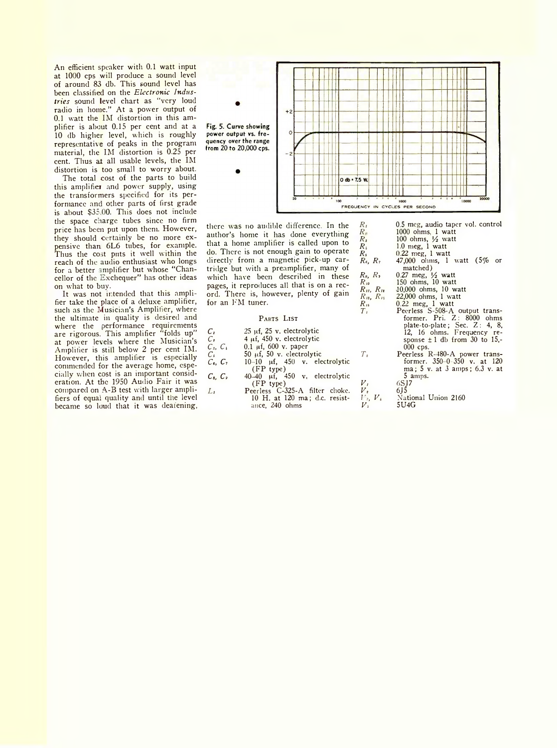An efficient speaker with 0.1 watt input at 1000 cps will produce a sound level of around 83 db. This sound level has been classified on the *Electronic Industries* sound level chart as "very loud radio in home." At a power output of 0.1 watt the IM distortion in this amplifier is about 0.15 per cent and at a 10 db higher level, which is roughly representative of peaks in the program material, the IM distortion is 0.25 per cent. Thus at all usable levels, the IM distortion is too small to worry about.

The total cost of the parts to build this amplifier and power supply, using the transformers specified for its performance and other parts of first grade is about $35.00. This does not include the space charge tubes since no firm price has been put upon them. However, they should certainly be no more expensive than 6L6 tubes, for example. Thus the cost puts it well within the reach of the audio enthusiast who longs for a better amplifier but whose "Chancellor of the Exchequer" has other ideas on what to buy.

It was not intended that this amplifier take the place of a deluxe amplifier, such as the Musician's Amplifier, where the ultimate in quality is desired and where the performance requirements are rigorous. This amplifier "folds up" at power levels where the Musician's Amplifier is still below 2 per cent IM. However, this amplifier is especially commended for the average home, especially when cost is an important consideration. At the 1950 Audio Fair it was compared on A-B test with larger amplifiers of equal quality and until the level became so loud that it was deafening, there was no audible difference. In the author's home it has done everything that a home amplifier is called upon to do. There is not enough gain to operate directly from a magnetic pick-up cartridge but with a preamplifier, many of which have been described in these pages, it reproduces all that is on a record. There is, however, plenty of gain for an FM tuner.

+2
0
-2
0 db = 7.5 W.
20
100
1000
10000
20000
FREQUENCY IN CYCLES PER SECOND

Fig. 5. Curve showing power output vs. frequency over the range from 20 to 20,000 cps.

### Parts List

| | |
|---|---|
| $C_1$ | 25 μf, 25 v. electrolytic |
| $C_2$ | 4 μf, 450 v. electrolytic |
| $C_3$, $C_4$ | 0.1 μf, 600 v. paper |
| $C_5$ | 50 μf, 50 v. electrolytic |
| $C_6$, $C_7$ | 10-10 μf, 450 v. electrolytic (FP type) |
| $C_8$, $C_9$ | 40-40 μf, 450 v. electrolytic (FP type) |
| $L_1$ | Peerless C-325-A filter choke. 10 H. at 120 ma; d.c. resistance, 240 ohms |
| $R_1$ | 0.5 meg, audio taper vol. control |
| $R_2$ | 1000 ohms, 1 watt |
| $R_3$ | 100 ohms, ½ watt |
| $R_4$ | 1.0 meg, 1 watt |
| $R_5$ | 0.22 meg, 1 watt |
| $R_6$, $R_7$ | 47,000 ohms, 1 watt (5% or matched) |
| $R_8$, $R_9$ | 0.27 meg, ½ watt |
| $R_{10}$ | 150 ohms, 10 watt |
| $R_{11}$, $R_{12}$ | 10,000 ohms, 10 watt |
| $R_{13}$, $R_{14}$ | 22,000 ohms, 1 watt |
| $R_{15}$ | 0.22 meg, 1 watt |
| $T_1$ | Peerless S-508-A output transformer. Pri. Z: 8000 ohms plate-to-plate; Sec. Z: 4, 8, 12, 16 ohms. Frequency response ±1 db from 30 to 15,000 cps. |
| $T_2$ | Peerless R-480-A power transformer. 350-0-350 v. at 120 ma; 5 v. at 3 amps; 6.3 v. at 5 amps. |
| $V_1$ | 6SJ7 |
| $V_2$ | 6J5 |
| $V_3$, $V_4$ | National Union 2160 |
| $V_5$ | 5U4G |